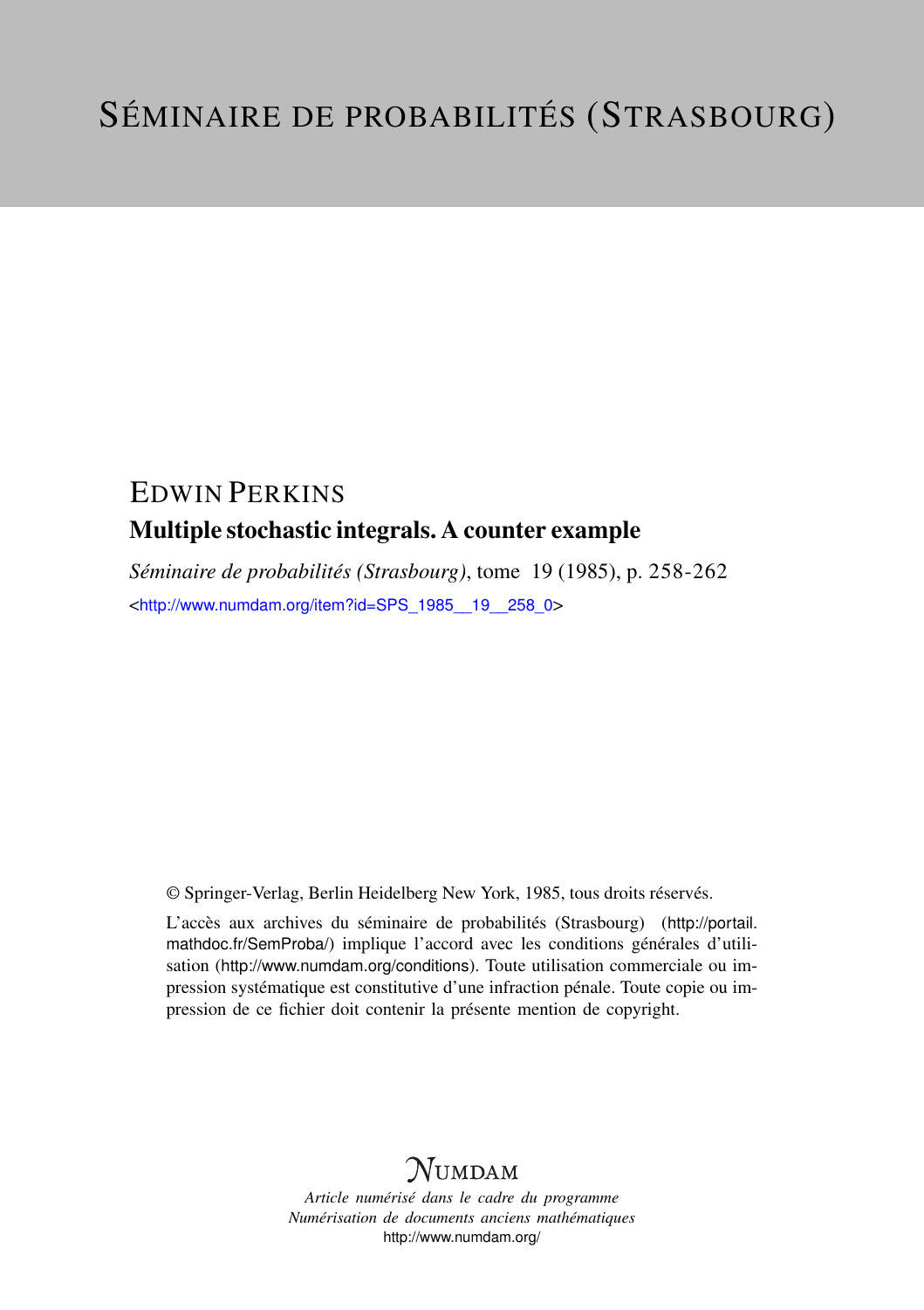# SÉMINAIRE DE PROBABILITÉS (STRASBOURG)

## EDWIN PERKINS

### Multiple stochastic integrals. A counter example

*Séminaire de probabilités (Strasbourg)*, tome 19 (1985), p. 258-262

<http://www.numdam.org/item?id=SPS_1985__19__258_0>

© Springer-Verlag, Berlin Heidelberg New York, 1985, tous droits réservés.

L'accès aux archives du séminaire de probabilités (Strasbourg) (http://portail.mathdoc.fr/SemProba/) implique l'accord avec les conditions générales d'utilisation (http://www.numdam.org/conditions). Toute utilisation commerciale ou impression systématique est constitutive d'une infraction pénale. Toute copie ou impression de ce fichier doit contenir la présente mention de copyright.

NUMDAM

*Article numérisé dans le cadre du programme*
*Numérisation de documents anciens mathématiques*
http://www.numdam.org/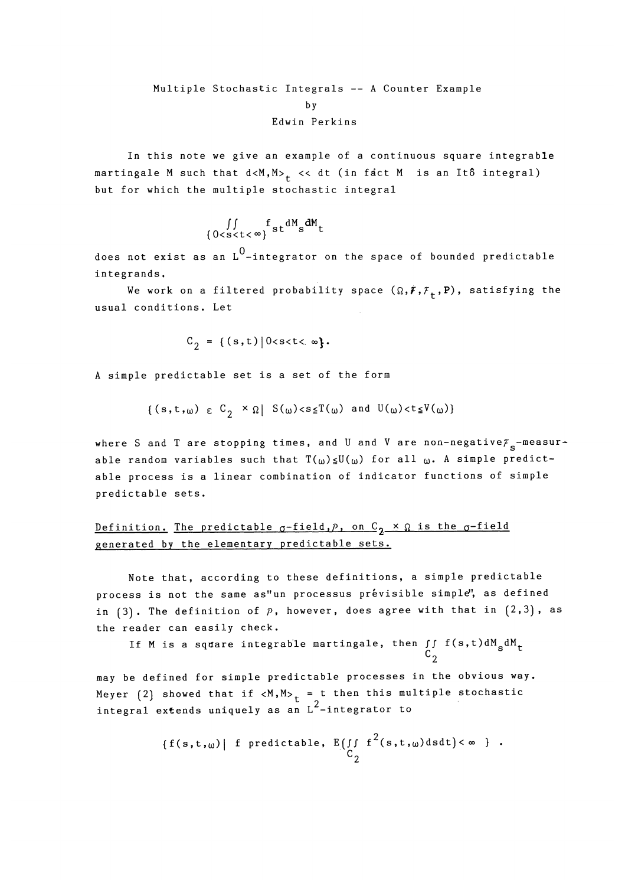# Multiple Stochastic Integrals -- A Counter Example

by

Edwin Perkins

In this note we give an example of a continuous square integrable martingale M such that $d\langle M,M\rangle_t \ll dt$ (in fact M is an Itô integral) but for which the multiple stochastic integral

$$\iint_{\{0<s<t<\infty\}} f_{st}\, dM_s\, dM_t$$

does not exist as an $L^0$-integrator on the space of bounded predictable integrands.

We work on a filtered probability space $(\Omega, \mathcal{F}, \mathcal{F}_t, P)$, satisfying the usual conditions. Let

$$C_2 = \{(s,t) \mid 0<s<t<\infty\}.$$

A simple predictable set is a set of the form

$$\{(s,t,\omega) \in C_2 \times \Omega \mid S(\omega)<s\leq T(\omega) \text{ and } U(\omega)<t\leq V(\omega)\}$$

where S and T are stopping times, and U and V are non-negative $\mathcal{F}_s$-measurable random variables such that $T(\omega)\leq U(\omega)$ for all $\omega$. A simple predictable process is a linear combination of indicator functions of simple predictable sets.

<u>Definition. The predictable $\sigma$-field, $\mathcal{P}$, on $C_2 \times \Omega$ is the $\sigma$-field generated by the elementary predictable sets.</u>

Note that, according to these definitions, a simple predictable process is not the same as "un processus prévisible simple", as defined in (3). The definition of $\mathcal{P}$, however, does agree with that in (2,3), as the reader can easily check.

If M is a square integrable martingale, then $\iint_{C_2} f(s,t)\,dM_s\,dM_t$ may be defined for simple predictable processes in the obvious way. Meyer (2) showed that if $\langle M,M\rangle_t = t$ then this multiple stochastic integral extends uniquely as an $L^2$-integrator to

$$\{f(s,t,\omega) \mid f \text{ predictable, } E(\iint_{C_2} f^2(s,t,\omega)\,ds\,dt) < \infty\}.$$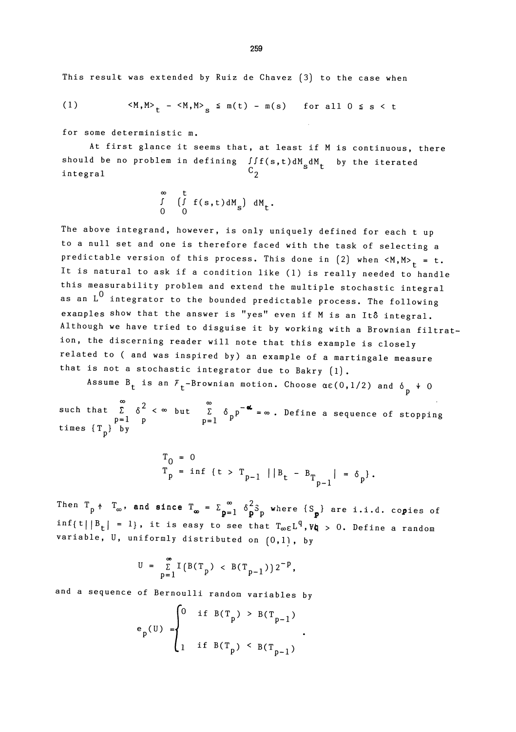This result was extended by Ruiz de Chavez (3) to the case when

(1) $$\langle M,M\rangle_t - \langle M,M\rangle_s \leq m(t) - m(s) \quad \text{for all } 0 \leq s < t$$

for some deterministic m.

At first glance it seems that, at least if M is continuous, there should be no problem in defining $\iint_{C_2} f(s,t)dM_s dM_t$ by the iterated integral

$$\int_0^\infty \left(\int_0^t f(s,t)dM_s\right) dM_t.$$

The above integrand, however, is only uniquely defined for each t up to a null set and one is therefore faced with the task of selecting a predictable version of this process. This done in (2) when $\langle M,M\rangle_t = t$. It is natural to ask if a condition like (1) is really needed to handle this measurability problem and extend the multiple stochastic integral as an $L^0$ integrator to the bounded predictable process. The following examples show that the answer is "yes" even if M is an Itô integral. Although we have tried to disguise it by working with a Brownian filtration, the discerning reader will note that this example is closely related to ( and was inspired by) an example of a martingale measure that is not a stochastic integrator due to Bakry (1).

Assume $B_t$ is an $\mathcal{F}_t$-Brownian motion. Choose $\alpha \in (0,1/2)$ and $\delta_p \downarrow 0$ such that $\sum_{p=1}^\infty \delta_p^2 < \infty$ but $\sum_{p=1}^\infty \delta_p p^{-\alpha} = \infty$. Define a sequence of stopping times $\{T_p\}$ by

$$T_0 = 0$$
$$T_p = \inf\{t > T_{p-1} \mid |B_t - B_{T_{p-1}}| = \delta_p\}.$$

Then $T_p \uparrow T_\infty$, and since $T_\infty = \sum_{p=1}^\infty \delta_p^2 S_p$ where $\{S_p\}$ are i.i.d. copies of $\inf\{t \mid |B_t| = 1\}$, it is easy to see that $T_\infty \in L^q, \forall q > 0$. Define a random variable, U, uniformly distributed on (0,1), by

$$U = \sum_{p=1}^\infty I(B(T_p) < B(T_{p-1}))2^{-p},$$

and a sequence of Bernoulli random variables by

$$e_p(U) = \begin{cases} 0 & \text{if } B(T_p) > B(T_{p-1}) \\ 1 & \text{if } B(T_p) < B(T_{p-1}) \end{cases}.$$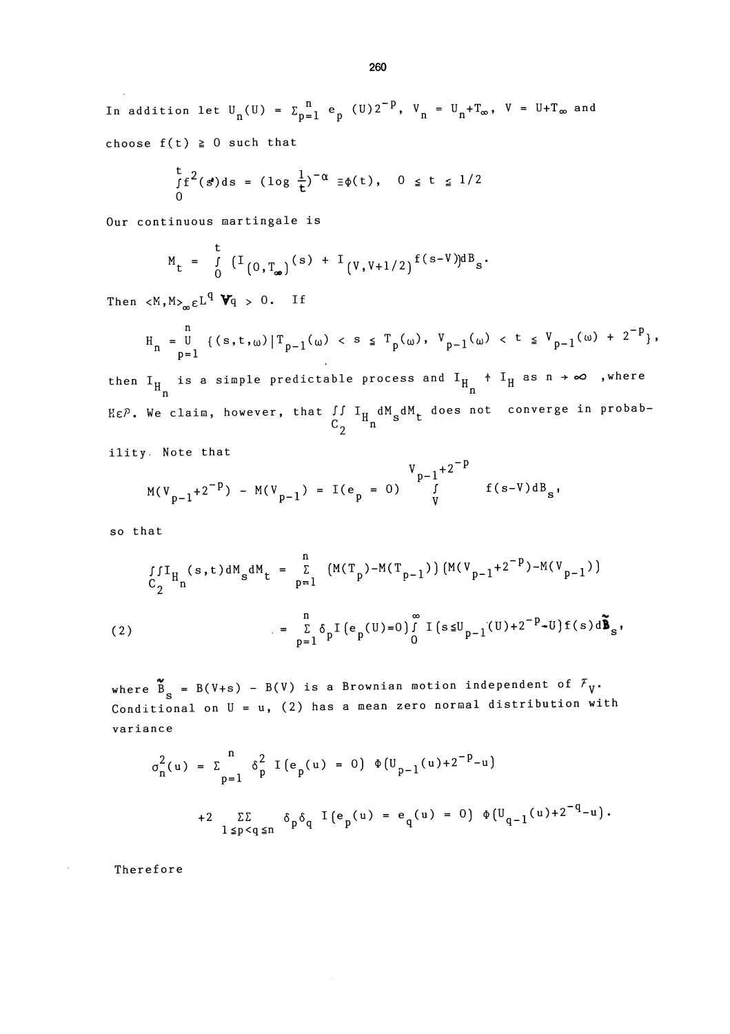In addition let $U_n(U) = \Sigma_{p=1}^{n} e_p(U)2^{-p}$, $V_n = U_n + T_\infty$, $V = U + T_\infty$ and choose $f(t) \geq 0$ such that

$$\int_0^t f^2(s)ds = (\log \tfrac{1}{t})^{-\alpha} \equiv \Phi(t), \quad 0 \leq t \leq 1/2$$

Our continuous martingale is

$$M_t = \int_0^t \left(I_{(0,T_\infty)}(s) + I_{(V,V+1/2)} f(s-V)\right) dB_s.$$

Then $\langle M,M \rangle_\infty \in L^q \; \forall q > 0$. If

$$H_n = \bigcup_{p=1}^{n} \{(s,t,\omega) \mid T_{p-1}(\omega) < s \leq T_p(\omega),\; V_{p-1}(\omega) < t \leq V_{p-1}(\omega) + 2^{-p}\},$$

then $I_{H_n}$ is a simple predictable process and $I_{H_n} \uparrow I_H$ as $n \to \infty$, where $H \in \mathcal{P}$. We claim, however, that $\iint_{C_2} I_{H_n} dM_s dM_t$ does not converge in probability. Note that

$$M(V_{p-1}+2^{-p}) - M(V_{p-1}) = I(e_p = 0) \int_V^{V_{p-1}+2^{-p}} f(s-V)dB_s,$$

so that

$$\iint_{C_2} I_{H_n}(s,t)dM_s dM_t = \sum_{p=1}^{n} \left(M(T_p) - M(T_{p-1})\right)\left(M(V_{p-1}+2^{-p}) - M(V_{p-1})\right)$$

$$(2) \qquad = \sum_{p=1}^{n} \delta_p I(e_p(U)=0) \int_0^\infty I(s \leq U_{p-1}(U)+2^{-p}-U) f(s) d\tilde{B}_s,$$

where $\tilde{B}_s = B(V+s) - B(V)$ is a Brownian motion independent of $\mathcal{F}_V$. Conditional on $U = u$, (2) has a mean zero normal distribution with variance

$$\sigma_n^2(u) = \sum_{p=1}^{n} \delta_p^2 \, I(e_p(u) = 0) \, \Phi(U_{p-1}(u)+2^{-p}-u)$$

$$+2 \sum\sum_{1 \leq p < q \leq n} \delta_p \delta_q \, I(e_p(u) = e_q(u) = 0) \, \Phi(U_{q-1}(u)+2^{-q}-u).$$

Therefore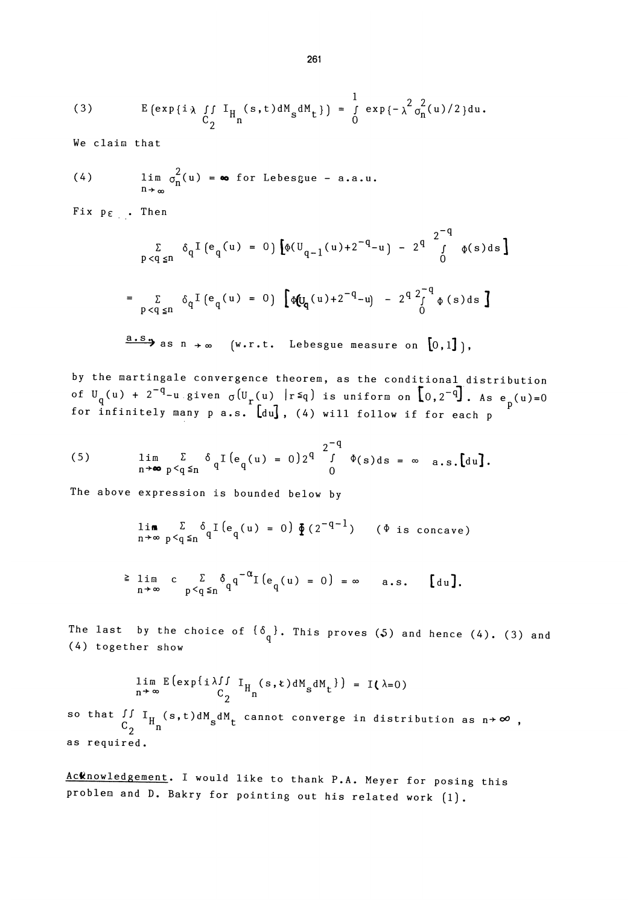$$(3) \qquad E\left(\exp\{i\lambda \iint_{C_2} I_{H_n}(s,t)dM_s dM_t\}\right) = \int_0^1 \exp\{-\lambda^2\sigma_n^2(u)/2\}du.$$

We claim that

$$(4) \qquad \lim_{n\to\infty} \sigma_n^2(u) = \infty \text{ for Lebesgue - a.a.u.}$$

Fix $p \in$ . Then

$$\sum_{p<q\leq n} \delta_q I(e_q(u) = 0)\left[\Phi(U_{q-1}(u)+2^{-q}-u) - 2^q \int_0^{2^{-q}} \Phi(s)ds\right]$$

$$= \sum_{p<q\leq n} \delta_q I(e_q(u) = 0)\left[\Phi(U_q(u)+2^{-q}-u) - 2^q \int_0^{2^{-q}} \Phi(s)ds\right]$$

$$\xrightarrow{\text{a.s.}} \text{ as } n\to\infty \quad (\text{w.r.t. Lebesgue measure on } [0,1]),$$

by the martingale convergence theorem, as the conditional distribution of $U_q(u) + 2^{-q}-u$ given $\sigma(U_r(u) \mid r\leq q)$ is uniform on $[0,2^{-q}]$. As $e_p(u)=0$ for infinitely many $p$ a.s. $[du]$, (4) will follow if for each $p$

$$(5) \qquad \lim_{n\to\infty} \sum_{p<q\leq n} \delta_q I(e_q(u) = 0)2^q \int_0^{2^{-q}} \Phi(s)ds = \infty \quad \text{a.s.}[du].$$

The above expression is bounded below by

$$\lim_{n\to\infty} \sum_{p<q\leq n} \delta_q I(e_q(u) = 0)\, \Phi(2^{-q-1}) \qquad (\Phi \text{ is concave})$$

$$\geq \lim_{n\to\infty} c \sum_{p<q\leq n} \delta_q q^{-\alpha} I(e_q(u) = 0) = \infty \quad \text{a.s.} \quad [du].$$

The last by the choice of $\{\delta_q\}$. This proves (5) and hence (4). (3) and (4) together show

$$\lim_{n\to\infty} E\left(\exp\{i\lambda\iint_{C_2} I_{H_n}(s,t)dM_s dM_t\}\right) = I(\lambda=0)$$

so that $\iint_{C_2} I_{H_n}(s,t)dM_s dM_t$ cannot converge in distribution as $n\to\infty$, as required.

Acknowledgement. I would like to thank P.A. Meyer for posing this problem and D. Bakry for pointing out his related work (1).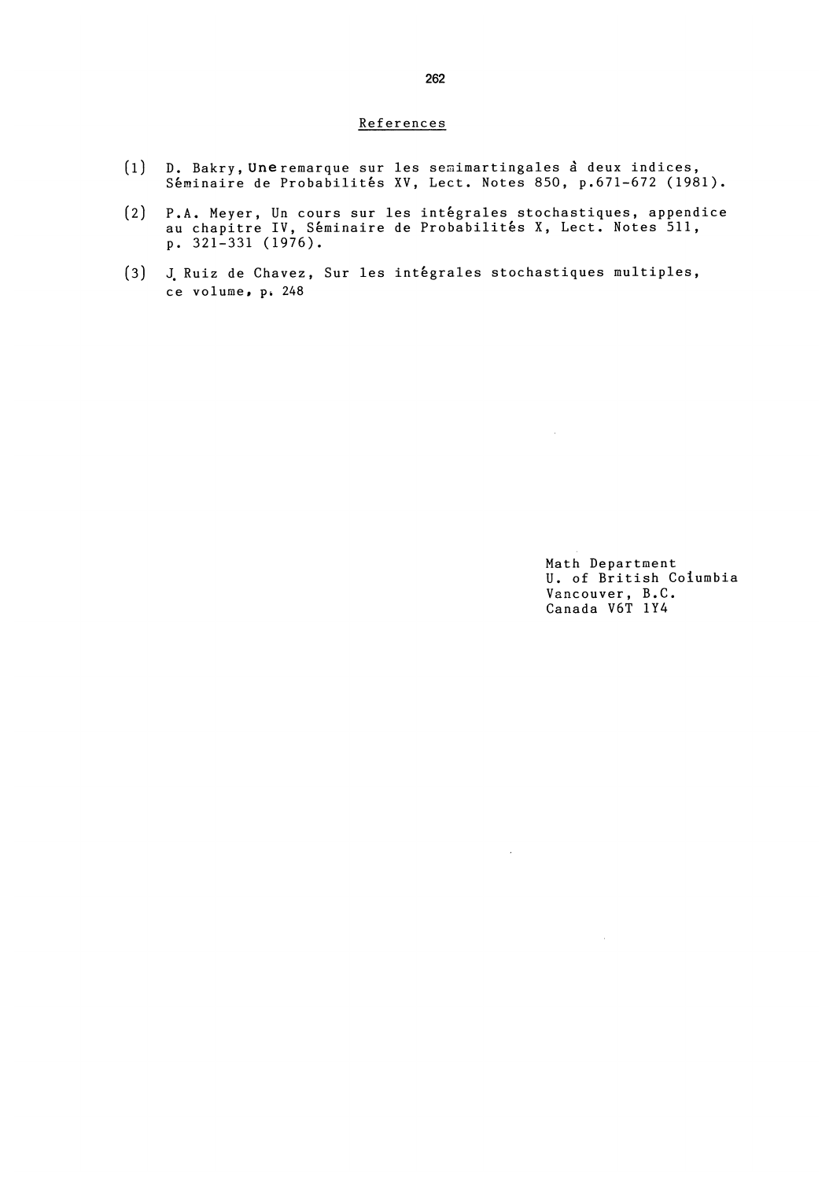## References

(1) D. Bakry, Une remarque sur les semimartingales à deux indices, Séminaire de Probabilités XV, Lect. Notes 850, p.671-672 (1981).

(2) P.A. Meyer, Un cours sur les intégrales stochastiques, appendice au chapitre IV, Séminaire de Probabilités X, Lect. Notes 511, p. 321-331 (1976).

(3) J. Ruiz de Chavez, Sur les intégrales stochastiques multiples, ce volume, p. 248

Math Department
U. of British Columbia
Vancouver, B.C.
Canada V6T 1Y4